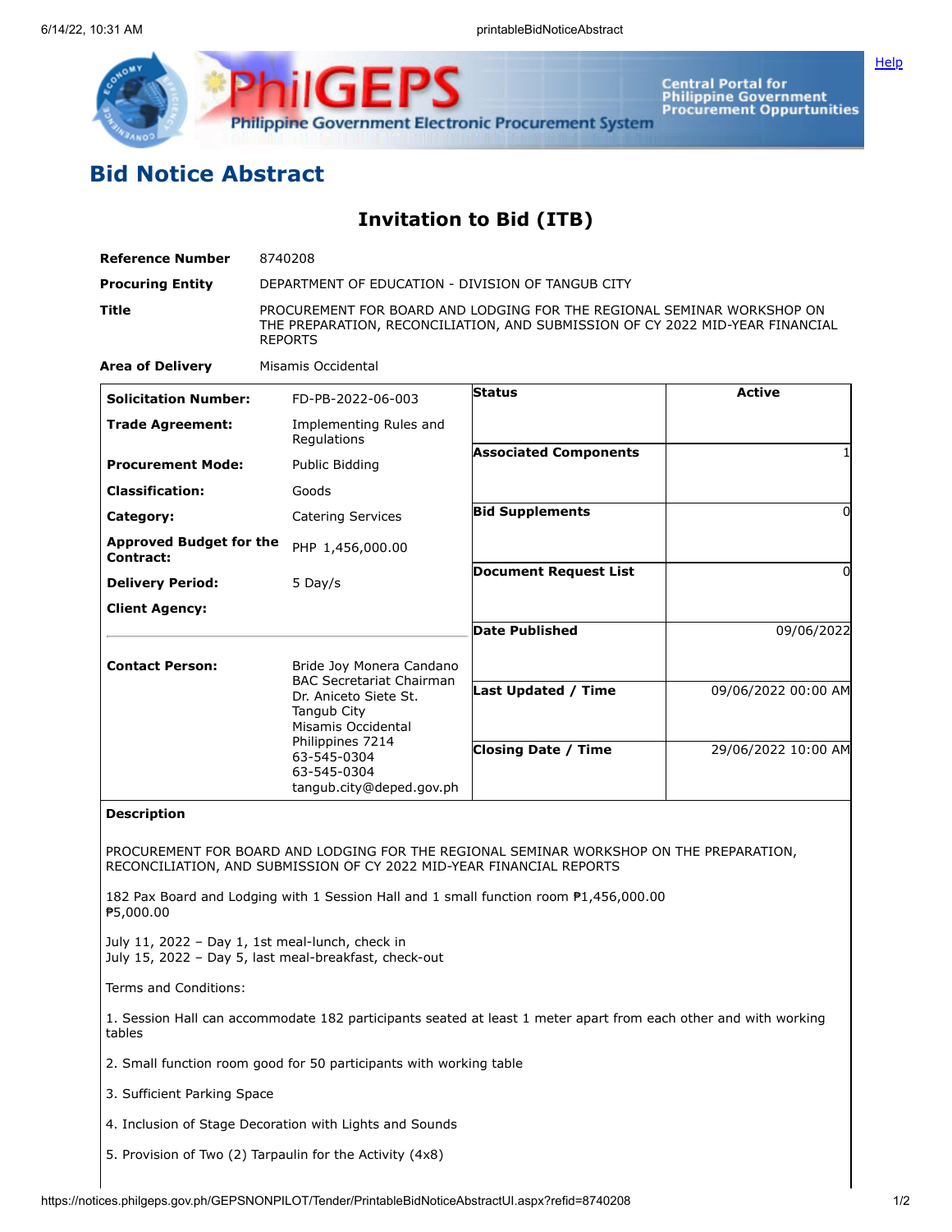## Bid Notice Abstract

### Invitation to Bid (ITB)

| | |
|---|---|
| **Reference Number** | 8740208 |
| **Procuring Entity** | DEPARTMENT OF EDUCATION - DIVISION OF TANGUB CITY |
| **Title** | PROCUREMENT FOR BOARD AND LODGING FOR THE REGIONAL SEMINAR WORKSHOP ON THE PREPARATION, RECONCILIATION, AND SUBMISSION OF CY 2022 MID-YEAR FINANCIAL REPORTS |
| **Area of Delivery** | Misamis Occidental |

| | | | |
|---|---|---|---|
| **Solicitation Number:** | FD-PB-2022-06-003 | **Status** | Active |
| **Trade Agreement:** | Implementing Rules and Regulations | | |
| **Procurement Mode:** | Public Bidding | **Associated Components** | 1 |
| **Classification:** | Goods | | |
| **Category:** | Catering Services | **Bid Supplements** | 0 |
| **Approved Budget for the Contract:** | PHP 1,456,000.00 | | |
| **Delivery Period:** | 5 Day/s | **Document Request List** | 0 |
| **Client Agency:** | | | |
| | | **Date Published** | 09/06/2022 |
| **Contact Person:** | Bride Joy Monera Candano<br>BAC Secretariat Chairman<br>Dr. Aniceto Siete St.<br>Tangub City<br>Misamis Occidental<br>Philippines 7214<br>63-545-0304<br>63-545-0304<br>tangub.city@deped.gov.ph | **Last Updated / Time** | 09/06/2022 00:00 AM |
| | | **Closing Date / Time** | 29/06/2022 10:00 AM |

**Description**

PROCUREMENT FOR BOARD AND LODGING FOR THE REGIONAL SEMINAR WORKSHOP ON THE PREPARATION, RECONCILIATION, AND SUBMISSION OF CY 2022 MID-YEAR FINANCIAL REPORTS

182 Pax Board and Lodging with 1 Session Hall and 1 small function room ₱1,456,000.00
₱5,000.00

July 11, 2022 – Day 1, 1st meal-lunch, check in
July 15, 2022 – Day 5, last meal-breakfast, check-out

Terms and Conditions:

1. Session Hall can accommodate 182 participants seated at least 1 meter apart from each other and with working tables

2. Small function room good for 50 participants with working table

3. Sufficient Parking Space

4. Inclusion of Stage Decoration with Lights and Sounds

5. Provision of Two (2) Tarpaulin for the Activity (4x8)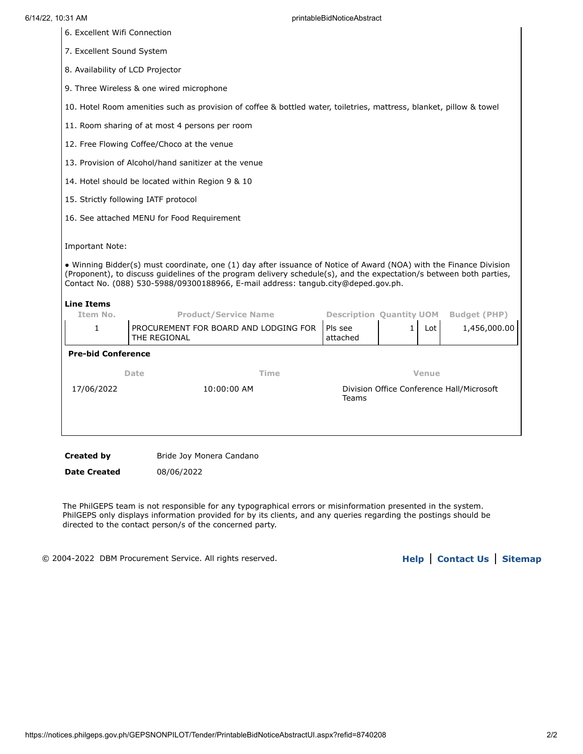6. Excellent Wifi Connection

7. Excellent Sound System

8. Availability of LCD Projector

9. Three Wireless & one wired microphone

10. Hotel Room amenities such as provision of coffee & bottled water, toiletries, mattress, blanket, pillow & towel

11. Room sharing of at most 4 persons per room

12. Free Flowing Coffee/Choco at the venue

13. Provision of Alcohol/hand sanitizer at the venue

14. Hotel should be located within Region 9 & 10

15. Strictly following IATF protocol

16. See attached MENU for Food Requirement

Important Note:

• Winning Bidder(s) must coordinate, one (1) day after issuance of Notice of Award (NOA) with the Finance Division (Proponent), to discuss guidelines of the program delivery schedule(s), and the expectation/s between both parties, Contact No. (088) 530-5988/09300188966, E-mail address: tangub.city@deped.gov.ph.

**Line Items**

| Item No. | Product/Service Name | Description | Quantity | UOM | Budget (PHP) |
|---|---|---|---|---|---|
| 1 | PROCUREMENT FOR BOARD AND LODGING FOR THE REGIONAL | Pls see attached | 1 | Lot | 1,456,000.00 |

**Pre-bid Conference**

| Date | Time | Venue |
|---|---|---|
| 17/06/2022 | 10:00:00 AM | Division Office Conference Hall/Microsoft Teams |

**Created by** Bride Joy Monera Candano

**Date Created** 08/06/2022

The PhilGEPS team is not responsible for any typographical errors or misinformation presented in the system. PhilGEPS only displays information provided for by its clients, and any queries regarding the postings should be directed to the contact person/s of the concerned party.

© 2004-2022 DBM Procurement Service. All rights reserved.

**Help** | **Contact Us** | **Sitemap**